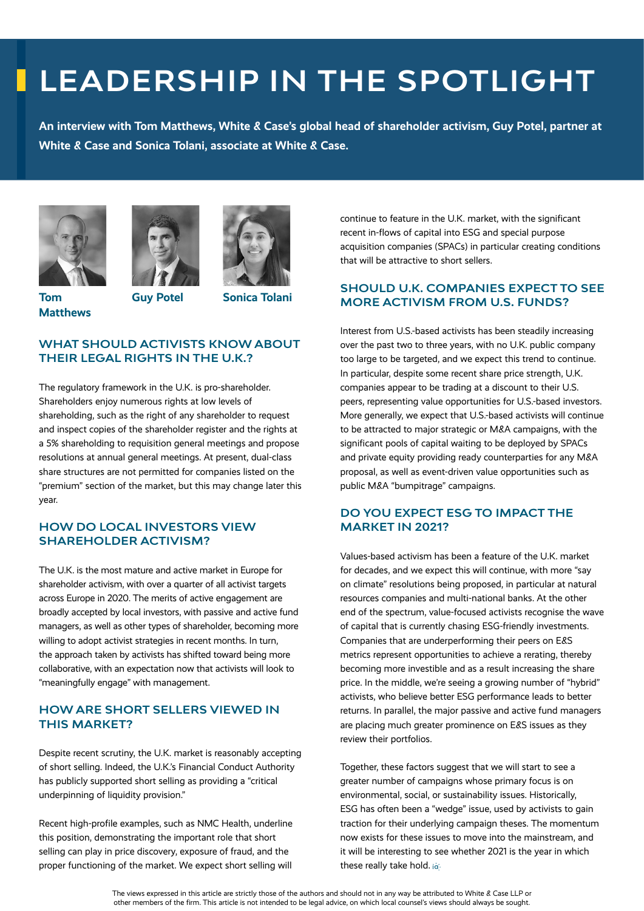# LEADERSHIP IN THE SPOTLIGHT

**An interview with Tom Matthews, White & Case's global head of shareholder activism, Guy Potel, partner at White & Case and Sonica Tolani, associate at White & Case.**

**Tom Matthews** **Guy Potel** **Sonica Tolani**

## WHAT SHOULD ACTIVISTS KNOW ABOUT THEIR LEGAL RIGHTS IN THE U.K.?

The regulatory framework in the U.K. is pro-shareholder. Shareholders enjoy numerous rights at low levels of shareholding, such as the right of any shareholder to request and inspect copies of the shareholder register and the rights at a 5% shareholding to requisition general meetings and propose resolutions at annual general meetings. At present, dual-class share structures are not permitted for companies listed on the "premium" section of the market, but this may change later this year.

## HOW DO LOCAL INVESTORS VIEW SHAREHOLDER ACTIVISM?

The U.K. is the most mature and active market in Europe for shareholder activism, with over a quarter of all activist targets across Europe in 2020. The merits of active engagement are broadly accepted by local investors, with passive and active fund managers, as well as other types of shareholder, becoming more willing to adopt activist strategies in recent months. In turn, the approach taken by activists has shifted toward being more collaborative, with an expectation now that activists will look to "meaningfully engage" with management.

## HOW ARE SHORT SELLERS VIEWED IN THIS MARKET?

Despite recent scrutiny, the U.K. market is reasonably accepting of short selling. Indeed, the U.K.'s Financial Conduct Authority has publicly supported short selling as providing a "critical underpinning of liquidity provision."

Recent high-profile examples, such as NMC Health, underline this position, demonstrating the important role that short selling can play in price discovery, exposure of fraud, and the proper functioning of the market. We expect short selling will continue to feature in the U.K. market, with the significant recent in-flows of capital into ESG and special purpose acquisition companies (SPACs) in particular creating conditions that will be attractive to short sellers.

## SHOULD U.K. COMPANIES EXPECT TO SEE MORE ACTIVISM FROM U.S. FUNDS?

Interest from U.S.-based activists has been steadily increasing over the past two to three years, with no U.K. public company too large to be targeted, and we expect this trend to continue. In particular, despite some recent share price strength, U.K. companies appear to be trading at a discount to their U.S. peers, representing value opportunities for U.S.-based investors. More generally, we expect that U.S.-based activists will continue to be attracted to major strategic or M&A campaigns, with the significant pools of capital waiting to be deployed by SPACs and private equity providing ready counterparties for any M&A proposal, as well as event-driven value opportunities such as public M&A "bumpitrage" campaigns.

## DO YOU EXPECT ESG TO IMPACT THE MARKET IN 2021?

Values-based activism has been a feature of the U.K. market for decades, and we expect this will continue, with more "say on climate" resolutions being proposed, in particular at natural resources companies and multi-national banks. At the other end of the spectrum, value-focused activists recognise the wave of capital that is currently chasing ESG-friendly investments. Companies that are underperforming their peers on E&S metrics represent opportunities to achieve a rerating, thereby becoming more investible and as a result increasing the share price. In the middle, we're seeing a growing number of "hybrid" activists, who believe better ESG performance leads to better returns. In parallel, the major passive and active fund managers are placing much greater prominence on E&S issues as they review their portfolios.

Together, these factors suggest that we will start to see a greater number of campaigns whose primary focus is on environmental, social, or sustainability issues. Historically, ESG has often been a "wedge" issue, used by activists to gain traction for their underlying campaign theses. The momentum now exists for these issues to move into the mainstream, and it will be interesting to see whether 2021 is the year in which these really take hold.

The views expressed in this article are strictly those of the authors and should not in any way be attributed to White & Case LLP or other members of the firm. This article is not intended to be legal advice, on which local counsel's views should always be sought.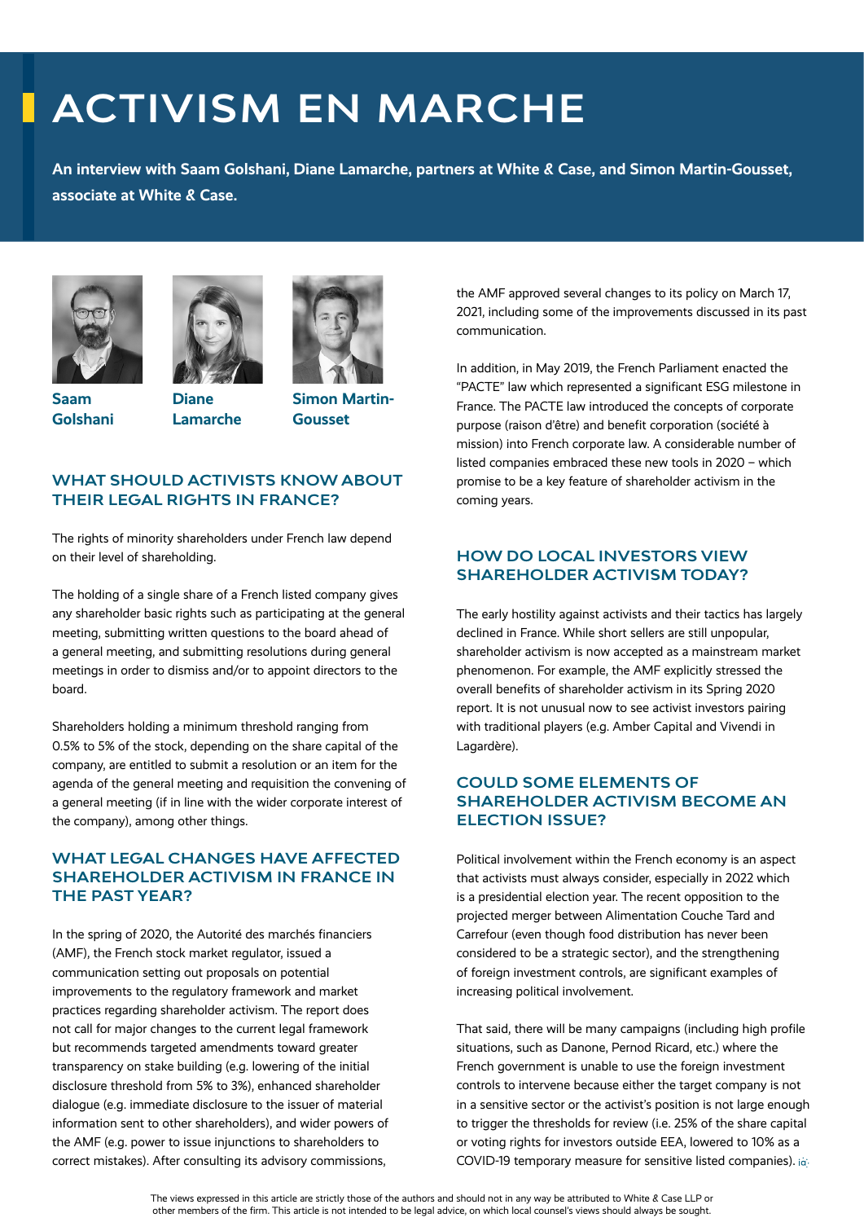# ACTIVISM EN MARCHE

**An interview with Saam Golshani, Diane Lamarche, partners at White & Case, and Simon Martin-Gousset, associate at White & Case.**

**Saam Golshani**

**Diane Lamarche**

**Simon Martin-Gousset**

## WHAT SHOULD ACTIVISTS KNOW ABOUT THEIR LEGAL RIGHTS IN FRANCE?

The rights of minority shareholders under French law depend on their level of shareholding.

The holding of a single share of a French listed company gives any shareholder basic rights such as participating at the general meeting, submitting written questions to the board ahead of a general meeting, and submitting resolutions during general meetings in order to dismiss and/or to appoint directors to the board.

Shareholders holding a minimum threshold ranging from 0.5% to 5% of the stock, depending on the share capital of the company, are entitled to submit a resolution or an item for the agenda of the general meeting and requisition the convening of a general meeting (if in line with the wider corporate interest of the company), among other things.

## WHAT LEGAL CHANGES HAVE AFFECTED SHAREHOLDER ACTIVISM IN FRANCE IN THE PAST YEAR?

In the spring of 2020, the Autorité des marchés financiers (AMF), the French stock market regulator, issued a communication setting out proposals on potential improvements to the regulatory framework and market practices regarding shareholder activism. The report does not call for major changes to the current legal framework but recommends targeted amendments toward greater transparency on stake building (e.g. lowering of the initial disclosure threshold from 5% to 3%), enhanced shareholder dialogue (e.g. immediate disclosure to the issuer of material information sent to other shareholders), and wider powers of the AMF (e.g. power to issue injunctions to shareholders to correct mistakes). After consulting its advisory commissions, the AMF approved several changes to its policy on March 17, 2021, including some of the improvements discussed in its past communication.

In addition, in May 2019, the French Parliament enacted the "PACTE" law which represented a significant ESG milestone in France. The PACTE law introduced the concepts of corporate purpose (raison d'être) and benefit corporation (société à mission) into French corporate law. A considerable number of listed companies embraced these new tools in 2020 – which promise to be a key feature of shareholder activism in the coming years.

## HOW DO LOCAL INVESTORS VIEW SHAREHOLDER ACTIVISM TODAY?

The early hostility against activists and their tactics has largely declined in France. While short sellers are still unpopular, shareholder activism is now accepted as a mainstream market phenomenon. For example, the AMF explicitly stressed the overall benefits of shareholder activism in its Spring 2020 report. It is not unusual now to see activist investors pairing with traditional players (e.g. Amber Capital and Vivendi in Lagardère).

## COULD SOME ELEMENTS OF SHAREHOLDER ACTIVISM BECOME AN ELECTION ISSUE?

Political involvement within the French economy is an aspect that activists must always consider, especially in 2022 which is a presidential election year. The recent opposition to the projected merger between Alimentation Couche Tard and Carrefour (even though food distribution has never been considered to be a strategic sector), and the strengthening of foreign investment controls, are significant examples of increasing political involvement.

That said, there will be many campaigns (including high profile situations, such as Danone, Pernod Ricard, etc.) where the French government is unable to use the foreign investment controls to intervene because either the target company is not in a sensitive sector or the activist's position is not large enough to trigger the thresholds for review (i.e. 25% of the share capital or voting rights for investors outside EEA, lowered to 10% as a COVID-19 temporary measure for sensitive listed companies).

The views expressed in this article are strictly those of the authors and should not in any way be attributed to White & Case LLP or other members of the firm. This article is not intended to be legal advice, on which local counsel's views should always be sought.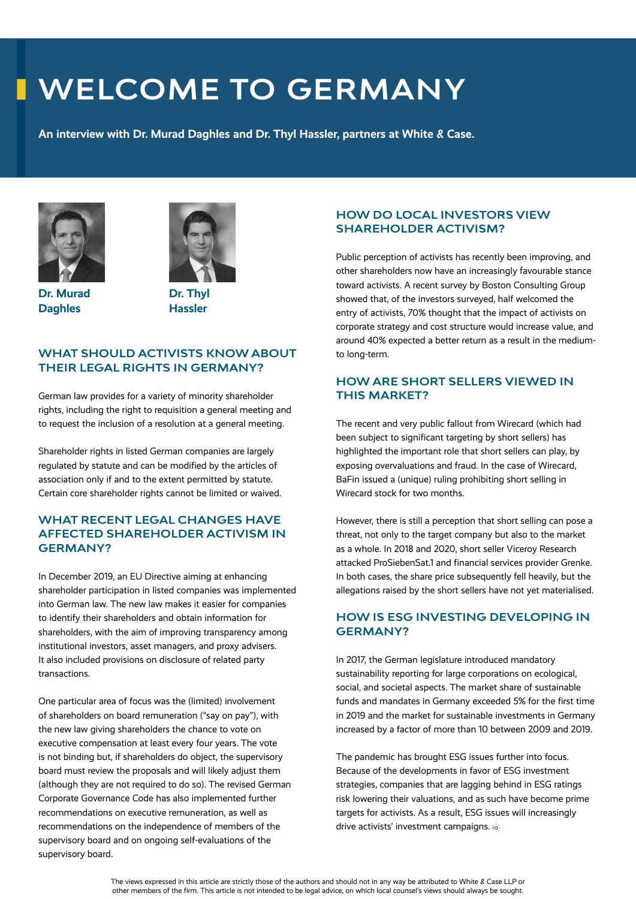# WELCOME TO GERMANY

**An interview with Dr. Murad Daghles and Dr. Thyl Hassler, partners at White & Case.**

**Dr. Murad Daghles**

**Dr. Thyl Hassler**

## WHAT SHOULD ACTIVISTS KNOW ABOUT THEIR LEGAL RIGHTS IN GERMANY?

German law provides for a variety of minority shareholder rights, including the right to requisition a general meeting and to request the inclusion of a resolution at a general meeting.

Shareholder rights in listed German companies are largely regulated by statute and can be modified by the articles of association only if and to the extent permitted by statute. Certain core shareholder rights cannot be limited or waived.

## WHAT RECENT LEGAL CHANGES HAVE AFFECTED SHAREHOLDER ACTIVISM IN GERMANY?

In December 2019, an EU Directive aiming at enhancing shareholder participation in listed companies was implemented into German law. The new law makes it easier for companies to identify their shareholders and obtain information for shareholders, with the aim of improving transparency among institutional investors, asset managers, and proxy advisers. It also included provisions on disclosure of related party transactions.

One particular area of focus was the (limited) involvement of shareholders on board remuneration ("say on pay"), with the new law giving shareholders the chance to vote on executive compensation at least every four years. The vote is not binding but, if shareholders do object, the supervisory board must review the proposals and will likely adjust them (although they are not required to do so). The revised German Corporate Governance Code has also implemented further recommendations on executive remuneration, as well as recommendations on the independence of members of the supervisory board and on ongoing self-evaluations of the supervisory board.

## HOW DO LOCAL INVESTORS VIEW SHAREHOLDER ACTIVISM?

Public perception of activists has recently been improving, and other shareholders now have an increasingly favourable stance toward activists. A recent survey by Boston Consulting Group showed that, of the investors surveyed, half welcomed the entry of activists, 70% thought that the impact of activists on corporate strategy and cost structure would increase value, and around 40% expected a better return as a result in the medium- to long-term.

## HOW ARE SHORT SELLERS VIEWED IN THIS MARKET?

The recent and very public fallout from Wirecard (which had been subject to significant targeting by short sellers) has highlighted the important role that short sellers can play, by exposing overvaluations and fraud. In the case of Wirecard, BaFin issued a (unique) ruling prohibiting short selling in Wirecard stock for two months.

However, there is still a perception that short selling can pose a threat, not only to the target company but also to the market as a whole. In 2018 and 2020, short seller Viceroy Research attacked ProSiebenSat.1 and financial services provider Grenke. In both cases, the share price subsequently fell heavily, but the allegations raised by the short sellers have not yet materialised.

## HOW IS ESG INVESTING DEVELOPING IN GERMANY?

In 2017, the German legislature introduced mandatory sustainability reporting for large corporations on ecological, social, and societal aspects. The market share of sustainable funds and mandates in Germany exceeded 5% for the first time in 2019 and the market for sustainable investments in Germany increased by a factor of more than 10 between 2009 and 2019.

The pandemic has brought ESG issues further into focus. Because of the developments in favor of ESG investment strategies, companies that are lagging behind in ESG ratings risk lowering their valuations, and as such have become prime targets for activists. As a result, ESG issues will increasingly drive activists' investment campaigns.

The views expressed in this article are strictly those of the authors and should not in any way be attributed to White & Case LLP or other members of the firm. This article is not intended to be legal advice, on which local counsel's views should always be sought.